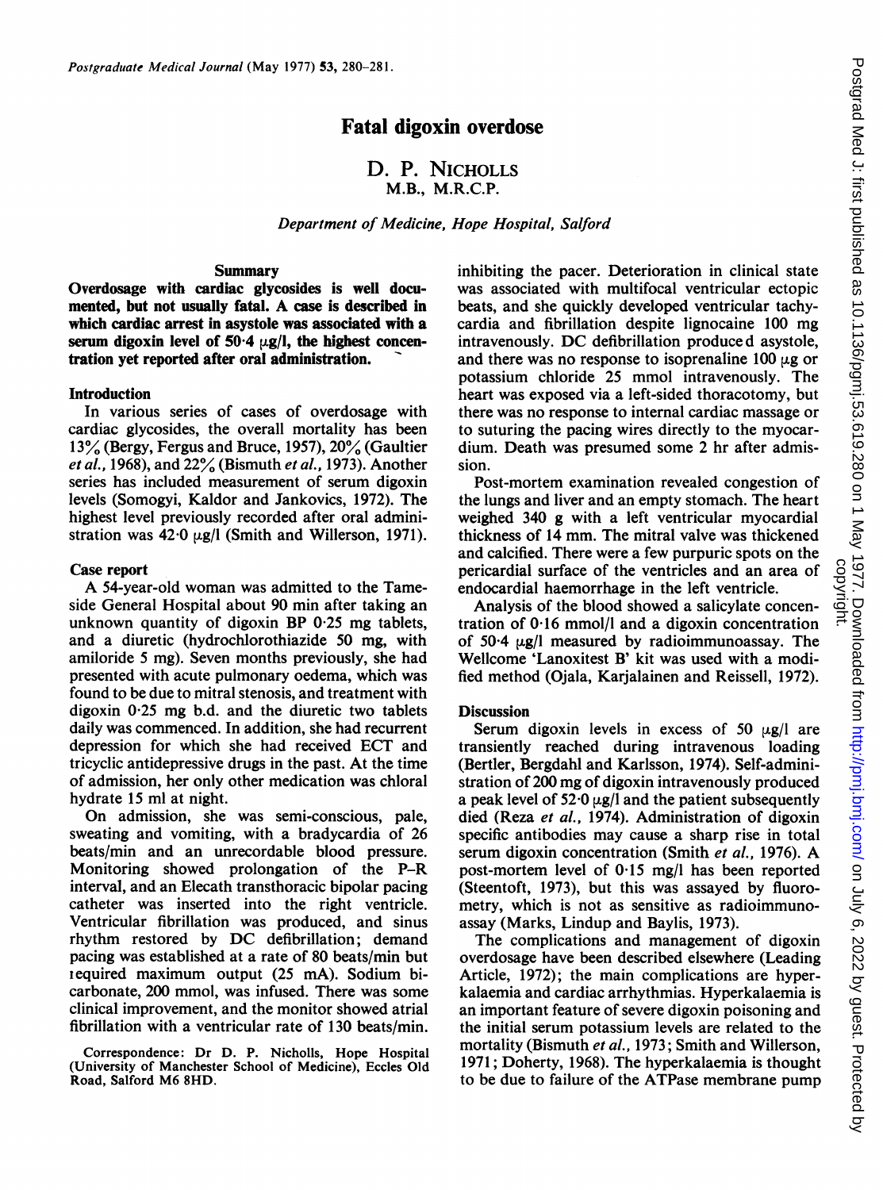# Fatal digoxin overdose

D. P. NICHOLLS
M.B., M.R.C.P.

*Department of Medicine, Hope Hospital, Salford*

## Summary

**Overdosage with cardiac glycosides is well documented, but not usually fatal. A case is described in which cardiac arrest in asystole was associated with a serum digoxin level of 50·4 μg/l, the highest concentration yet reported after oral administration.**

## Introduction

In various series of cases of overdosage with cardiac glycosides, the overall mortality has been 13% (Bergy, Fergus and Bruce, 1957), 20% (Gaultier *et al.*, 1968), and 22% (Bismuth *et al.*, 1973). Another series has included measurement of serum digoxin levels (Somogyi, Kaldor and Jankovics, 1972). The highest level previously recorded after oral administration was 42·0 μg/l (Smith and Willerson, 1971).

## Case report

A 54-year-old woman was admitted to the Tameside General Hospital about 90 min after taking an unknown quantity of digoxin BP 0·25 mg tablets, and a diuretic (hydrochlorothiazide 50 mg, with amiloride 5 mg). Seven months previously, she had presented with acute pulmonary oedema, which was found to be due to mitral stenosis, and treatment with digoxin 0·25 mg b.d. and the diuretic two tablets daily was commenced. In addition, she had recurrent depression for which she had received ECT and tricyclic antidepressive drugs in the past. At the time of admission, her only other medication was chloral hydrate 15 ml at night.

On admission, she was semi-conscious, pale, sweating and vomiting, with a bradycardia of 26 beats/min and an unrecordable blood pressure. Monitoring showed prolongation of the P–R interval, and an Elecath transthoracic bipolar pacing catheter was inserted into the right ventricle. Ventricular fibrillation was produced, and sinus rhythm restored by DC defibrillation; demand pacing was established at a rate of 80 beats/min but required maximum output (25 mA). Sodium bicarbonate, 200 mmol, was infused. There was some clinical improvement, and the monitor showed atrial fibrillation with a ventricular rate of 130 beats/min inhibiting the pacer. Deterioration in clinical state was associated with multifocal ventricular ectopic beats, and she quickly developed ventricular tachycardia and fibrillation despite lignocaine 100 mg intravenously. DC defibrillation produced asystole, and there was no response to isoprenaline 100 μg or potassium chloride 25 mmol intravenously. The heart was exposed via a left-sided thoracotomy, but there was no response to internal cardiac massage or to suturing the pacing wires directly to the myocardium. Death was presumed some 2 hr after admission.

Post-mortem examination revealed congestion of the lungs and liver and an empty stomach. The heart weighed 340 g with a left ventricular myocardial thickness of 14 mm. The mitral valve was thickened and calcified. There were a few purpuric spots on the pericardial surface of the ventricles and an area of endocardial haemorrhage in the left ventricle.

Analysis of the blood showed a salicylate concentration of 0·16 mmol/l and a digoxin concentration of 50·4 μg/l measured by radioimmunoassay. The Wellcome 'Lanoxitest B' kit was used with a modified method (Ojala, Karjalainen and Reissell, 1972).

## Discussion

Serum digoxin levels in excess of 50 μg/l are transiently reached during intravenous loading (Bertler, Bergdahl and Karlsson, 1974). Self-administration of 200 mg of digoxin intravenously produced a peak level of 52·0 μg/l and the patient subsequently died (Reza *et al.*, 1974). Administration of digoxin specific antibodies may cause a sharp rise in total serum digoxin concentration (Smith *et al.*, 1976). A post-mortem level of 0·15 mg/l has been reported (Steentoft, 1973), but this was assayed by fluorometry, which is not as sensitive as radioimmunoassay (Marks, Lindup and Baylis, 1973).

The complications and management of digoxin overdosage have been described elsewhere (Leading Article, 1972); the main complications are hyperkalaemia and cardiac arrhythmias. Hyperkalaemia is an important feature of severe digoxin poisoning and the initial serum potassium levels are related to the mortality (Bismuth *et al.*, 1973; Smith and Willerson, 1971; Doherty, 1968). The hyperkalaemia is thought to be due to failure of the ATPase membrane pump

Correspondence: Dr D. P. Nicholls, Hope Hospital (University of Manchester School of Medicine), Eccles Old Road, Salford M6 8HD.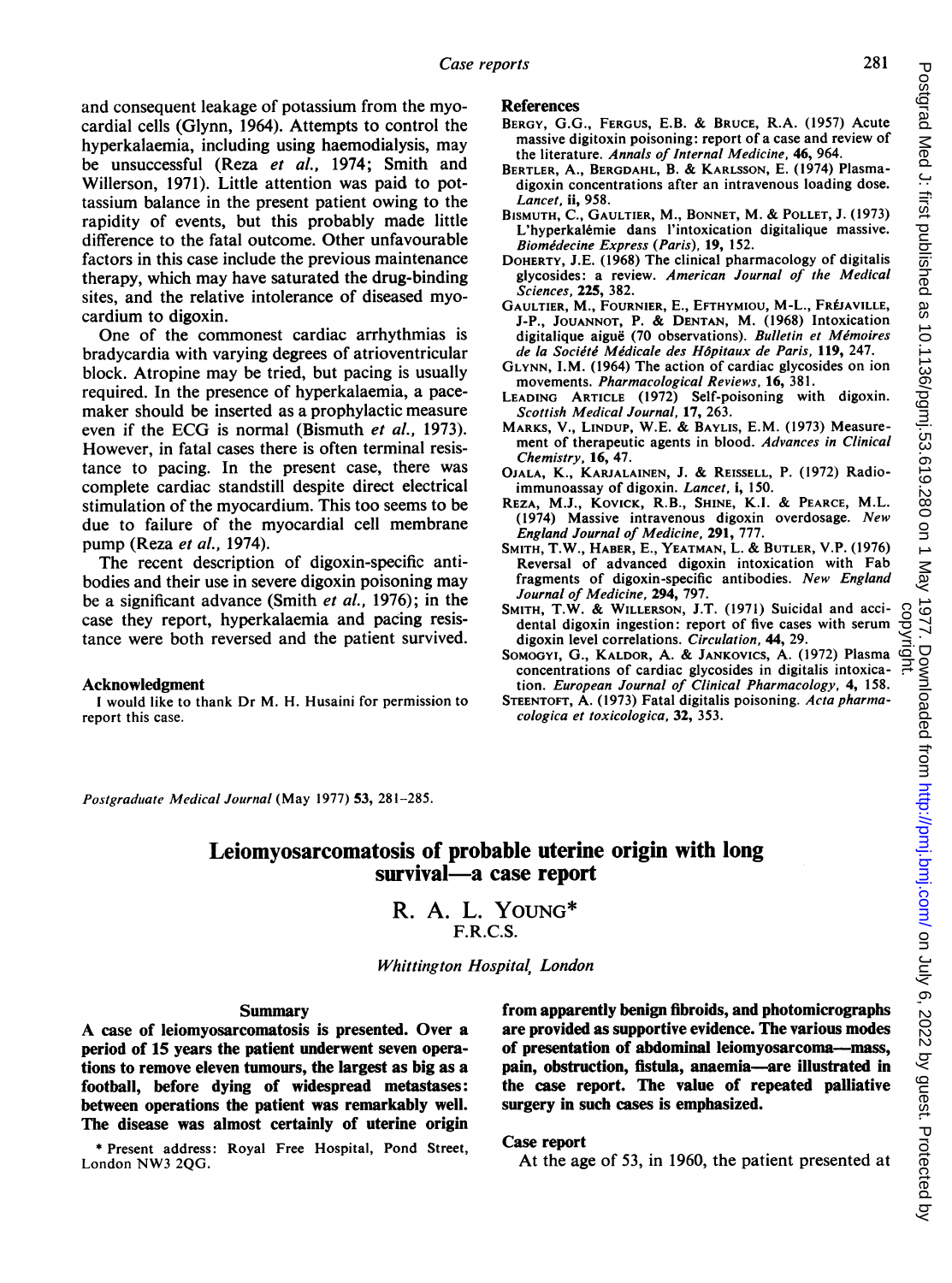and consequent leakage of potassium from the myocardial cells (Glynn, 1964). Attempts to control the hyperkalaemia, including using haemodialysis, may be unsuccessful (Reza *et al.*, 1974; Smith and Willerson, 1971). Little attention was paid to pottassium balance in the present patient owing to the rapidity of events, but this probably made little difference to the fatal outcome. Other unfavourable factors in this case include the previous maintenance therapy, which may have saturated the drug-binding sites, and the relative intolerance of diseased myocardium to digoxin.

One of the commonest cardiac arrhythmias is bradycardia with varying degrees of atrioventricular block. Atropine may be tried, but pacing is usually required. In the presence of hyperkalaemia, a pacemaker should be inserted as a prophylactic measure even if the ECG is normal (Bismuth *et al.*, 1973). However, in fatal cases there is often terminal resistance to pacing. In the present case, there was complete cardiac standstill despite direct electrical stimulation of the myocardium. This too seems to be due to failure of the myocardial cell membrane pump (Reza *et al.*, 1974).

The recent description of digoxin-specific antibodies and their use in severe digoxin poisoning may be a significant advance (Smith *et al.*, 1976); in the case they report, hyperkalaemia and pacing resistance were both reversed and the patient survived.

## Acknowledgment

I would like to thank Dr M. H. Husaini for permission to report this case.

## References

BERGY, G.G., FERGUS, E.B. & BRUCE, R.A. (1957) Acute massive digitoxin poisoning: report of a case and review of the literature. *Annals of Internal Medicine*, **46**, 964.

BERTLER, A., BERGDAHL, B. & KARLSSON, E. (1974) Plasma-digoxin concentrations after an intravenous loading dose. *Lancet*, **ii**, 958.

BISMUTH, C., GAULTIER, M., BONNET, M. & POLLET, J. (1973) L'hyperkalémie dans l'intoxication digitalique massive. *Biomédecine Express (Paris)*, **19**, 152.

DOHERTY, J.E. (1968) The clinical pharmacology of digitalis glycosides: a review. *American Journal of the Medical Sciences*, **225**, 382.

GAULTIER, M., FOURNIER, E., EFTHYMIOU, M-L., FRÉJAVILLE, J-P., JOUANNOT, P. & DENTAN, M. (1968) Intoxication digitalique aiguë (70 observations). *Bulletin et Mémoires de la Société Médicale des Hôpitaux de Paris*, **119**, 247.

GLYNN, I.M. (1964) The action of cardiac glycosides on ion movements. *Pharmacological Reviews*, **16**, 381.

LEADING ARTICLE (1972) Self-poisoning with digoxin. *Scottish Medical Journal*, **17**, 263.

MARKS, V., LINDUP, W.E. & BAYLIS, E.M. (1973) Measurement of therapeutic agents in blood. *Advances in Clinical Chemistry*, **16**, 47.

OJALA, K., KARJALAINEN, J. & REISSELL, P. (1972) Radioimmunoassay of digoxin. *Lancet*, **i**, 150.

REZA, M.J., KOVICK, R.B., SHINE, K.I. & PEARCE, M.L. (1974) Massive intravenous digoxin overdosage. *New England Journal of Medicine*, **291**, 777.

SMITH, T.W., HABER, E., YEATMAN, L. & BUTLER, V.P. (1976) Reversal of advanced digoxin intoxication with Fab fragments of digoxin-specific antibodies. *New England Journal of Medicine*, **294**, 797.

SMITH, T.W. & WILLERSON, J.T. (1971) Suicidal and accidental digoxin ingestion: report of five cases with serum digoxin level correlations. *Circulation*, **44**, 29.

SOMOGYI, G., KALDOR, A. & JANKOVICS, A. (1972) Plasma concentrations of cardiac glycosides in digitalis intoxication. *European Journal of Clinical Pharmacology*, **4**, 158.

STEENTOFT, A. (1973) Fatal digitalis poisoning. *Acta pharmacologica et toxicologica*, **32**, 353.

*Postgraduate Medical Journal* (May 1977) **53**, 281–285.

# Leiomyosarcomatosis of probable uterine origin with long survival—a case report

R. A. L. YOUNG*
F.R.C.S.

*Whittington Hospital, London*

## Summary

**A case of leiomyosarcomatosis is presented. Over a period of 15 years the patient underwent seven operations to remove eleven tumours, the largest as big as a football, before dying of widespread metastases: between operations the patient was remarkably well. The disease was almost certainly of uterine origin from apparently benign fibroids, and photomicrographs are provided as supportive evidence. The various modes of presentation of abdominal leiomyosarcoma—mass, pain, obstruction, fistula, anaemia—are illustrated in the case report. The value of repeated palliative surgery in such cases is emphasized.**

\* Present address: Royal Free Hospital, Pond Street, London NW3 2QG.

## Case report

At the age of 53, in 1960, the patient presented at